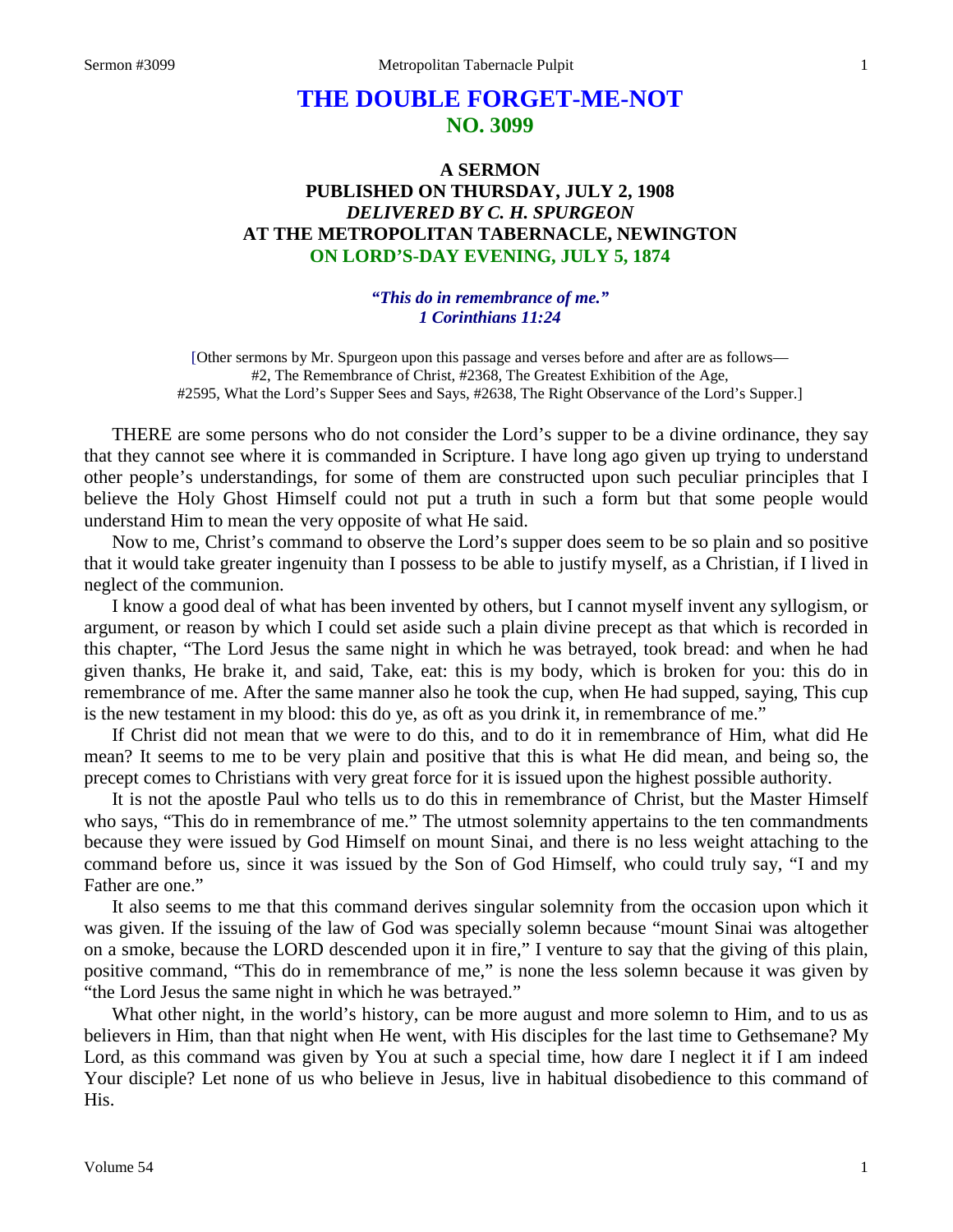# THE DOUBLE FORGET-ME-NOT
## NO. 3099

### A SERMON
### PUBLISHED ON THURSDAY, JULY 2, 1908
### *DELIVERED BY C. H. SPURGEON*
### AT THE METROPOLITAN TABERNACLE, NEWINGTON
### ON LORD'S-DAY EVENING, JULY 5, 1874

***"This do in remembrance of me."***
***1 Corinthians 11:24***

[Other sermons by Mr. Spurgeon upon this passage and verses before and after are as follows—
#2, The Remembrance of Christ, #2368, The Greatest Exhibition of the Age,
#2595, What the Lord's Supper Sees and Says, #2638, The Right Observance of the Lord's Supper.]

THERE are some persons who do not consider the Lord's supper to be a divine ordinance, they say that they cannot see where it is commanded in Scripture. I have long ago given up trying to understand other people's understandings, for some of them are constructed upon such peculiar principles that I believe the Holy Ghost Himself could not put a truth in such a form but that some people would understand Him to mean the very opposite of what He said.

Now to me, Christ's command to observe the Lord's supper does seem to be so plain and so positive that it would take greater ingenuity than I possess to be able to justify myself, as a Christian, if I lived in neglect of the communion.

I know a good deal of what has been invented by others, but I cannot myself invent any syllogism, or argument, or reason by which I could set aside such a plain divine precept as that which is recorded in this chapter, "The Lord Jesus the same night in which he was betrayed, took bread: and when he had given thanks, He brake it, and said, Take, eat: this is my body, which is broken for you: this do in remembrance of me. After the same manner also he took the cup, when He had supped, saying, This cup is the new testament in my blood: this do ye, as oft as you drink it, in remembrance of me."

If Christ did not mean that we were to do this, and to do it in remembrance of Him, what did He mean? It seems to me to be very plain and positive that this is what He did mean, and being so, the precept comes to Christians with very great force for it is issued upon the highest possible authority.

It is not the apostle Paul who tells us to do this in remembrance of Christ, but the Master Himself who says, "This do in remembrance of me." The utmost solemnity appertains to the ten commandments because they were issued by God Himself on mount Sinai, and there is no less weight attaching to the command before us, since it was issued by the Son of God Himself, who could truly say, "I and my Father are one."

It also seems to me that this command derives singular solemnity from the occasion upon which it was given. If the issuing of the law of God was specially solemn because "mount Sinai was altogether on a smoke, because the LORD descended upon it in fire," I venture to say that the giving of this plain, positive command, "This do in remembrance of me," is none the less solemn because it was given by "the Lord Jesus the same night in which he was betrayed."

What other night, in the world's history, can be more august and more solemn to Him, and to us as believers in Him, than that night when He went, with His disciples for the last time to Gethsemane? My Lord, as this command was given by You at such a special time, how dare I neglect it if I am indeed Your disciple? Let none of us who believe in Jesus, live in habitual disobedience to this command of His.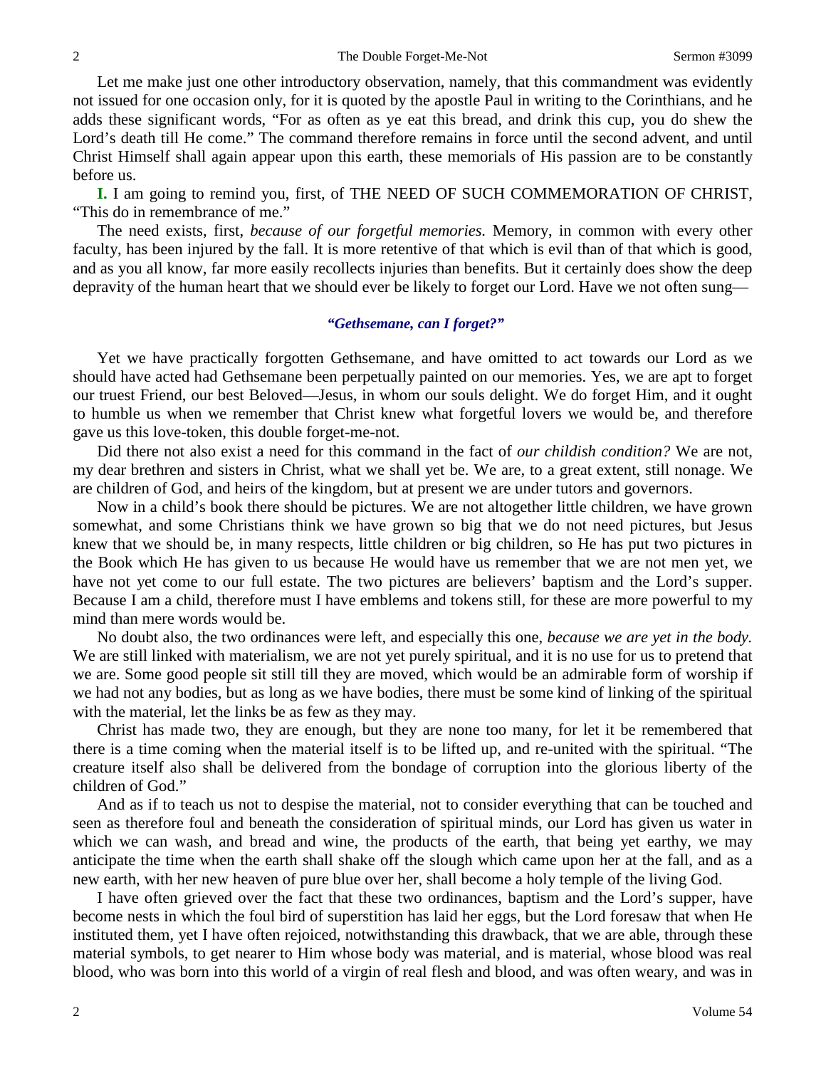Let me make just one other introductory observation, namely, that this commandment was evidently not issued for one occasion only, for it is quoted by the apostle Paul in writing to the Corinthians, and he adds these significant words, "For as often as ye eat this bread, and drink this cup, you do shew the Lord's death till He come." The command therefore remains in force until the second advent, and until Christ Himself shall again appear upon this earth, these memorials of His passion are to be constantly before us.

**I.** I am going to remind you, first, of THE NEED OF SUCH COMMEMORATION OF CHRIST, "This do in remembrance of me."

The need exists, first, *because of our forgetful memories.* Memory, in common with every other faculty, has been injured by the fall. It is more retentive of that which is evil than of that which is good, and as you all know, far more easily recollects injuries than benefits. But it certainly does show the deep depravity of the human heart that we should ever be likely to forget our Lord. Have we not often sung—

*"Gethsemane, can I forget?"*

Yet we have practically forgotten Gethsemane, and have omitted to act towards our Lord as we should have acted had Gethsemane been perpetually painted on our memories. Yes, we are apt to forget our truest Friend, our best Beloved—Jesus, in whom our souls delight. We do forget Him, and it ought to humble us when we remember that Christ knew what forgetful lovers we would be, and therefore gave us this love-token, this double forget-me-not.

Did there not also exist a need for this command in the fact of *our childish condition?* We are not, my dear brethren and sisters in Christ, what we shall yet be. We are, to a great extent, still nonage. We are children of God, and heirs of the kingdom, but at present we are under tutors and governors.

Now in a child's book there should be pictures. We are not altogether little children, we have grown somewhat, and some Christians think we have grown so big that we do not need pictures, but Jesus knew that we should be, in many respects, little children or big children, so He has put two pictures in the Book which He has given to us because He would have us remember that we are not men yet, we have not yet come to our full estate. The two pictures are believers' baptism and the Lord's supper. Because I am a child, therefore must I have emblems and tokens still, for these are more powerful to my mind than mere words would be.

No doubt also, the two ordinances were left, and especially this one, *because we are yet in the body.* We are still linked with materialism, we are not yet purely spiritual, and it is no use for us to pretend that we are. Some good people sit still till they are moved, which would be an admirable form of worship if we had not any bodies, but as long as we have bodies, there must be some kind of linking of the spiritual with the material, let the links be as few as they may.

Christ has made two, they are enough, but they are none too many, for let it be remembered that there is a time coming when the material itself is to be lifted up, and re-united with the spiritual. "The creature itself also shall be delivered from the bondage of corruption into the glorious liberty of the children of God."

And as if to teach us not to despise the material, not to consider everything that can be touched and seen as therefore foul and beneath the consideration of spiritual minds, our Lord has given us water in which we can wash, and bread and wine, the products of the earth, that being yet earthy, we may anticipate the time when the earth shall shake off the slough which came upon her at the fall, and as a new earth, with her new heaven of pure blue over her, shall become a holy temple of the living God.

I have often grieved over the fact that these two ordinances, baptism and the Lord's supper, have become nests in which the foul bird of superstition has laid her eggs, but the Lord foresaw that when He instituted them, yet I have often rejoiced, notwithstanding this drawback, that we are able, through these material symbols, to get nearer to Him whose body was material, and is material, whose blood was real blood, who was born into this world of a virgin of real flesh and blood, and was often weary, and was in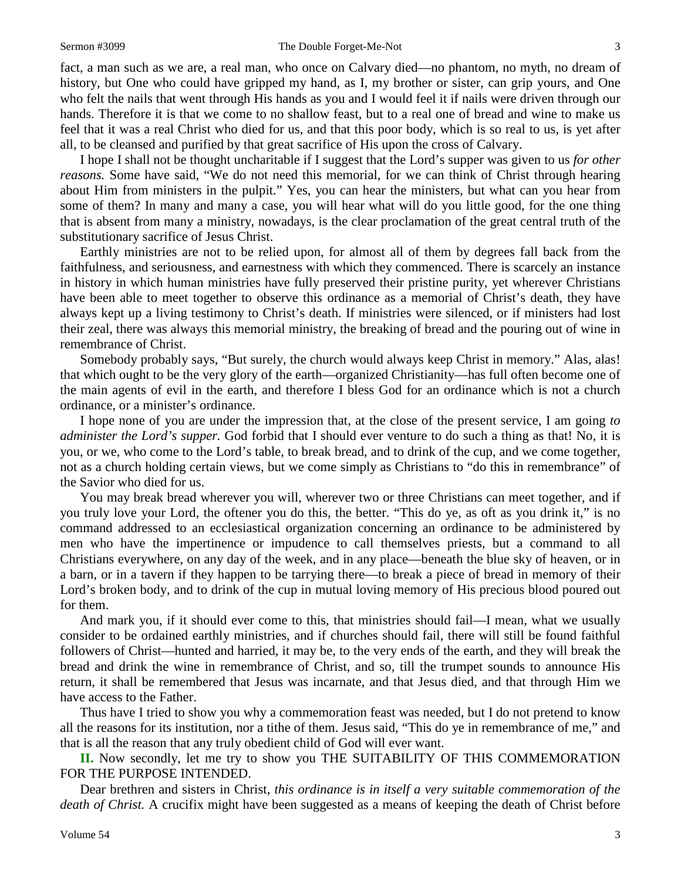fact, a man such as we are, a real man, who once on Calvary died—no phantom, no myth, no dream of history, but One who could have gripped my hand, as I, my brother or sister, can grip yours, and One who felt the nails that went through His hands as you and I would feel it if nails were driven through our hands. Therefore it is that we come to no shallow feast, but to a real one of bread and wine to make us feel that it was a real Christ who died for us, and that this poor body, which is so real to us, is yet after all, to be cleansed and purified by that great sacrifice of His upon the cross of Calvary.

I hope I shall not be thought uncharitable if I suggest that the Lord's supper was given to us *for other reasons.* Some have said, "We do not need this memorial, for we can think of Christ through hearing about Him from ministers in the pulpit." Yes, you can hear the ministers, but what can you hear from some of them? In many and many a case, you will hear what will do you little good, for the one thing that is absent from many a ministry, nowadays, is the clear proclamation of the great central truth of the substitutionary sacrifice of Jesus Christ.

Earthly ministries are not to be relied upon, for almost all of them by degrees fall back from the faithfulness, and seriousness, and earnestness with which they commenced. There is scarcely an instance in history in which human ministries have fully preserved their pristine purity, yet wherever Christians have been able to meet together to observe this ordinance as a memorial of Christ's death, they have always kept up a living testimony to Christ's death. If ministries were silenced, or if ministers had lost their zeal, there was always this memorial ministry, the breaking of bread and the pouring out of wine in remembrance of Christ.

Somebody probably says, "But surely, the church would always keep Christ in memory." Alas, alas! that which ought to be the very glory of the earth—organized Christianity—has full often become one of the main agents of evil in the earth, and therefore I bless God for an ordinance which is not a church ordinance, or a minister's ordinance.

I hope none of you are under the impression that, at the close of the present service, I am going *to administer the Lord's supper.* God forbid that I should ever venture to do such a thing as that! No, it is you, or we, who come to the Lord's table, to break bread, and to drink of the cup, and we come together, not as a church holding certain views, but we come simply as Christians to "do this in remembrance" of the Savior who died for us.

You may break bread wherever you will, wherever two or three Christians can meet together, and if you truly love your Lord, the oftener you do this, the better. "This do ye, as oft as you drink it," is no command addressed to an ecclesiastical organization concerning an ordinance to be administered by men who have the impertinence or impudence to call themselves priests, but a command to all Christians everywhere, on any day of the week, and in any place—beneath the blue sky of heaven, or in a barn, or in a tavern if they happen to be tarrying there—to break a piece of bread in memory of their Lord's broken body, and to drink of the cup in mutual loving memory of His precious blood poured out for them.

And mark you, if it should ever come to this, that ministries should fail—I mean, what we usually consider to be ordained earthly ministries, and if churches should fail, there will still be found faithful followers of Christ—hunted and harried, it may be, to the very ends of the earth, and they will break the bread and drink the wine in remembrance of Christ, and so, till the trumpet sounds to announce His return, it shall be remembered that Jesus was incarnate, and that Jesus died, and that through Him we have access to the Father.

Thus have I tried to show you why a commemoration feast was needed, but I do not pretend to know all the reasons for its institution, nor a tithe of them. Jesus said, "This do ye in remembrance of me," and that is all the reason that any truly obedient child of God will ever want.

**II.** Now secondly, let me try to show you THE SUITABILITY OF THIS COMMEMORATION FOR THE PURPOSE INTENDED.

Dear brethren and sisters in Christ, *this ordinance is in itself a very suitable commemoration of the death of Christ.* A crucifix might have been suggested as a means of keeping the death of Christ before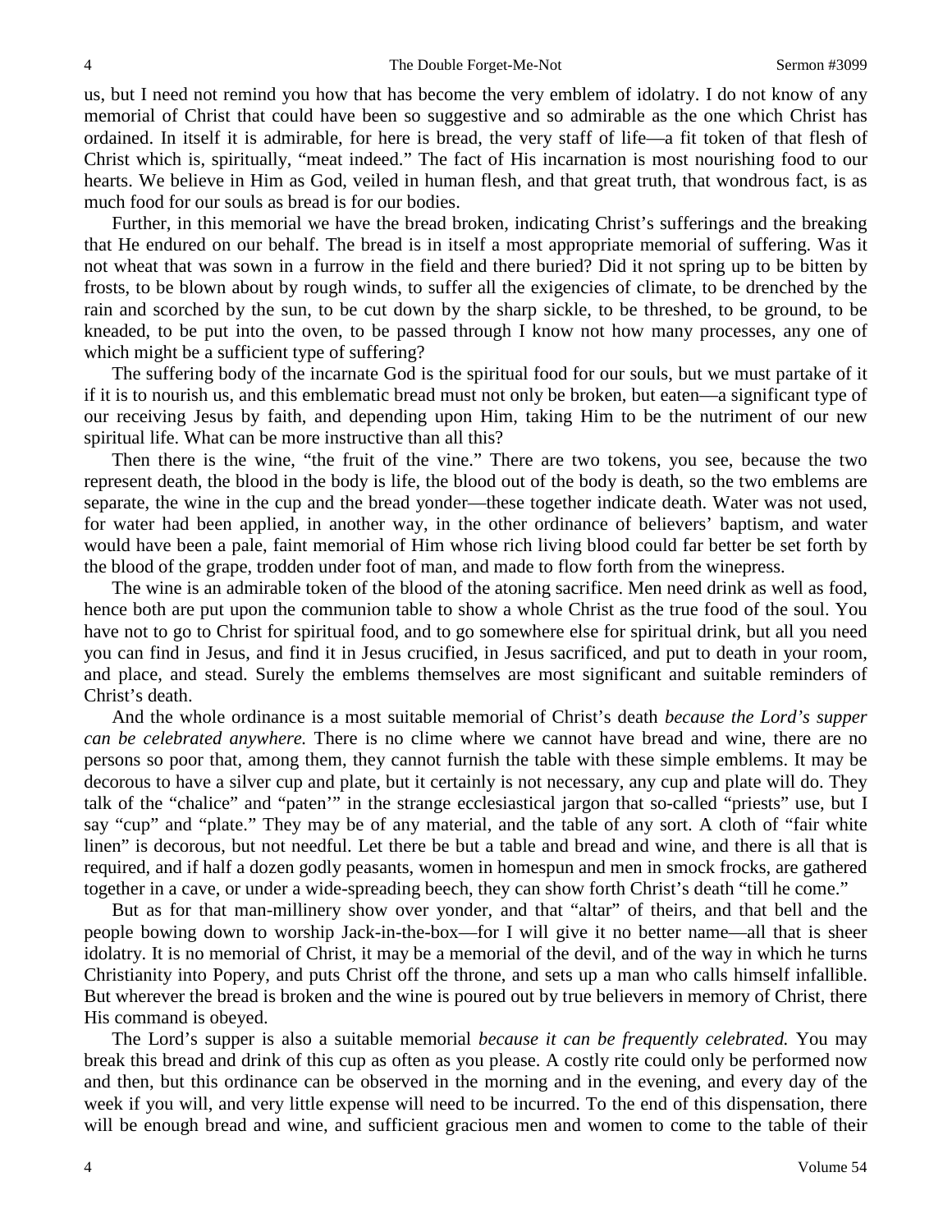us, but I need not remind you how that has become the very emblem of idolatry. I do not know of any memorial of Christ that could have been so suggestive and so admirable as the one which Christ has ordained. In itself it is admirable, for here is bread, the very staff of life—a fit token of that flesh of Christ which is, spiritually, "meat indeed." The fact of His incarnation is most nourishing food to our hearts. We believe in Him as God, veiled in human flesh, and that great truth, that wondrous fact, is as much food for our souls as bread is for our bodies.

Further, in this memorial we have the bread broken, indicating Christ's sufferings and the breaking that He endured on our behalf. The bread is in itself a most appropriate memorial of suffering. Was it not wheat that was sown in a furrow in the field and there buried? Did it not spring up to be bitten by frosts, to be blown about by rough winds, to suffer all the exigencies of climate, to be drenched by the rain and scorched by the sun, to be cut down by the sharp sickle, to be threshed, to be ground, to be kneaded, to be put into the oven, to be passed through I know not how many processes, any one of which might be a sufficient type of suffering?

The suffering body of the incarnate God is the spiritual food for our souls, but we must partake of it if it is to nourish us, and this emblematic bread must not only be broken, but eaten—a significant type of our receiving Jesus by faith, and depending upon Him, taking Him to be the nutriment of our new spiritual life. What can be more instructive than all this?

Then there is the wine, "the fruit of the vine." There are two tokens, you see, because the two represent death, the blood in the body is life, the blood out of the body is death, so the two emblems are separate, the wine in the cup and the bread yonder—these together indicate death. Water was not used, for water had been applied, in another way, in the other ordinance of believers' baptism, and water would have been a pale, faint memorial of Him whose rich living blood could far better be set forth by the blood of the grape, trodden under foot of man, and made to flow forth from the winepress.

The wine is an admirable token of the blood of the atoning sacrifice. Men need drink as well as food, hence both are put upon the communion table to show a whole Christ as the true food of the soul. You have not to go to Christ for spiritual food, and to go somewhere else for spiritual drink, but all you need you can find in Jesus, and find it in Jesus crucified, in Jesus sacrificed, and put to death in your room, and place, and stead. Surely the emblems themselves are most significant and suitable reminders of Christ's death.

And the whole ordinance is a most suitable memorial of Christ's death *because the Lord's supper can be celebrated anywhere.* There is no clime where we cannot have bread and wine, there are no persons so poor that, among them, they cannot furnish the table with these simple emblems. It may be decorous to have a silver cup and plate, but it certainly is not necessary, any cup and plate will do. They talk of the "chalice" and "paten'" in the strange ecclesiastical jargon that so-called "priests" use, but I say "cup" and "plate." They may be of any material, and the table of any sort. A cloth of "fair white linen" is decorous, but not needful. Let there be but a table and bread and wine, and there is all that is required, and if half a dozen godly peasants, women in homespun and men in smock frocks, are gathered together in a cave, or under a wide-spreading beech, they can show forth Christ's death "till he come."

But as for that man-millinery show over yonder, and that "altar" of theirs, and that bell and the people bowing down to worship Jack-in-the-box—for I will give it no better name—all that is sheer idolatry. It is no memorial of Christ, it may be a memorial of the devil, and of the way in which he turns Christianity into Popery, and puts Christ off the throne, and sets up a man who calls himself infallible. But wherever the bread is broken and the wine is poured out by true believers in memory of Christ, there His command is obeyed.

The Lord's supper is also a suitable memorial *because it can be frequently celebrated.* You may break this bread and drink of this cup as often as you please. A costly rite could only be performed now and then, but this ordinance can be observed in the morning and in the evening, and every day of the week if you will, and very little expense will need to be incurred. To the end of this dispensation, there will be enough bread and wine, and sufficient gracious men and women to come to the table of their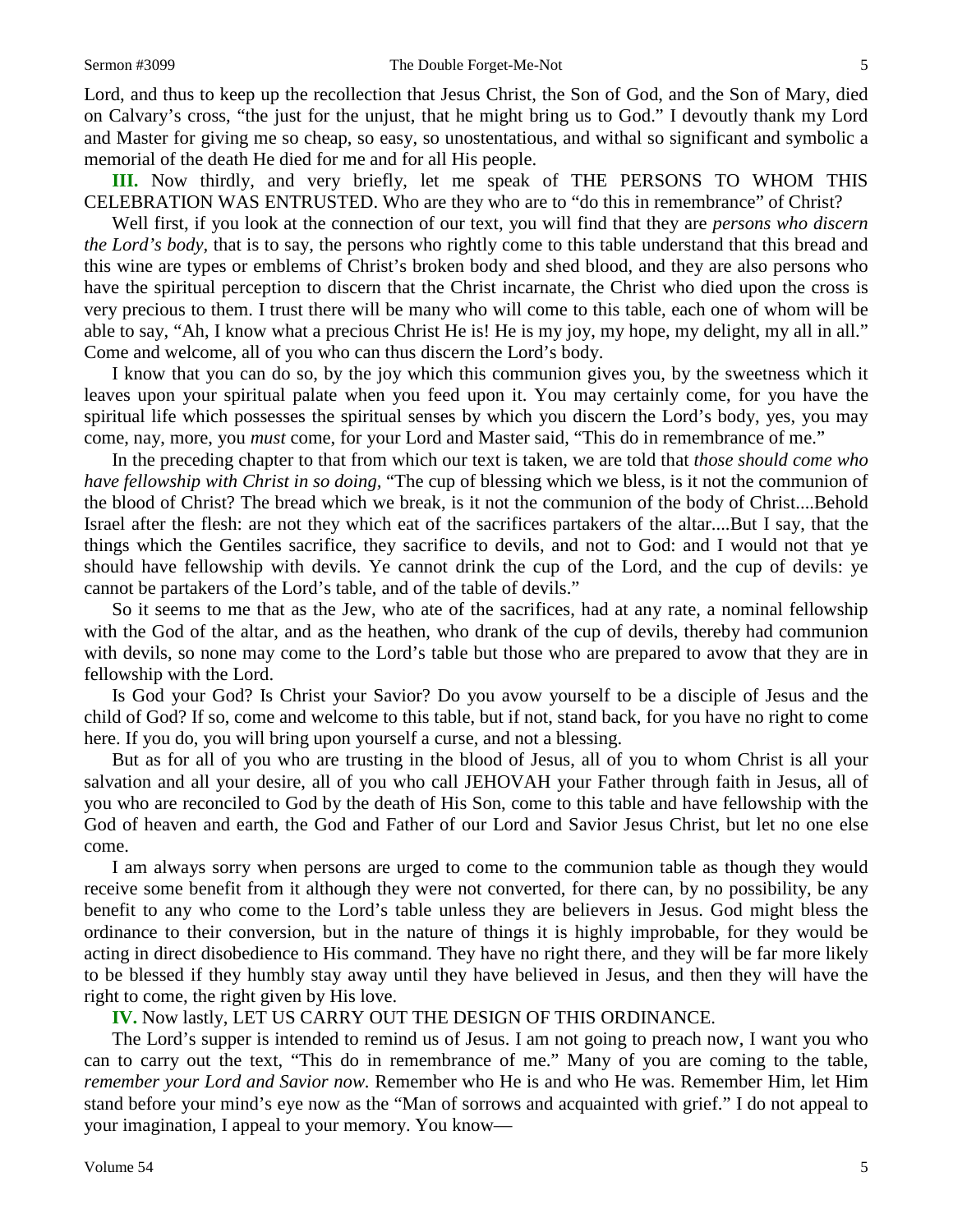Lord, and thus to keep up the recollection that Jesus Christ, the Son of God, and the Son of Mary, died on Calvary's cross, "the just for the unjust, that he might bring us to God." I devoutly thank my Lord and Master for giving me so cheap, so easy, so unostentatious, and withal so significant and symbolic a memorial of the death He died for me and for all His people.

**III.** Now thirdly, and very briefly, let me speak of THE PERSONS TO WHOM THIS CELEBRATION WAS ENTRUSTED. Who are they who are to "do this in remembrance" of Christ?

Well first, if you look at the connection of our text, you will find that they are *persons who discern the Lord's body*, that is to say, the persons who rightly come to this table understand that this bread and this wine are types or emblems of Christ's broken body and shed blood, and they are also persons who have the spiritual perception to discern that the Christ incarnate, the Christ who died upon the cross is very precious to them. I trust there will be many who will come to this table, each one of whom will be able to say, "Ah, I know what a precious Christ He is! He is my joy, my hope, my delight, my all in all." Come and welcome, all of you who can thus discern the Lord's body.

I know that you can do so, by the joy which this communion gives you, by the sweetness which it leaves upon your spiritual palate when you feed upon it. You may certainly come, for you have the spiritual life which possesses the spiritual senses by which you discern the Lord's body, yes, you may come, nay, more, you *must* come, for your Lord and Master said, "This do in remembrance of me."

In the preceding chapter to that from which our text is taken, we are told that *those should come who have fellowship with Christ in so doing*, "The cup of blessing which we bless, is it not the communion of the blood of Christ? The bread which we break, is it not the communion of the body of Christ....Behold Israel after the flesh: are not they which eat of the sacrifices partakers of the altar....But I say, that the things which the Gentiles sacrifice, they sacrifice to devils, and not to God: and I would not that ye should have fellowship with devils. Ye cannot drink the cup of the Lord, and the cup of devils: ye cannot be partakers of the Lord's table, and of the table of devils."

So it seems to me that as the Jew, who ate of the sacrifices, had at any rate, a nominal fellowship with the God of the altar, and as the heathen, who drank of the cup of devils, thereby had communion with devils, so none may come to the Lord's table but those who are prepared to avow that they are in fellowship with the Lord.

Is God your God? Is Christ your Savior? Do you avow yourself to be a disciple of Jesus and the child of God? If so, come and welcome to this table, but if not, stand back, for you have no right to come here. If you do, you will bring upon yourself a curse, and not a blessing.

But as for all of you who are trusting in the blood of Jesus, all of you to whom Christ is all your salvation and all your desire, all of you who call JEHOVAH your Father through faith in Jesus, all of you who are reconciled to God by the death of His Son, come to this table and have fellowship with the God of heaven and earth, the God and Father of our Lord and Savior Jesus Christ, but let no one else come.

I am always sorry when persons are urged to come to the communion table as though they would receive some benefit from it although they were not converted, for there can, by no possibility, be any benefit to any who come to the Lord's table unless they are believers in Jesus. God might bless the ordinance to their conversion, but in the nature of things it is highly improbable, for they would be acting in direct disobedience to His command. They have no right there, and they will be far more likely to be blessed if they humbly stay away until they have believed in Jesus, and then they will have the right to come, the right given by His love.

**IV.** Now lastly, LET US CARRY OUT THE DESIGN OF THIS ORDINANCE.

The Lord's supper is intended to remind us of Jesus. I am not going to preach now, I want you who can to carry out the text, "This do in remembrance of me." Many of you are coming to the table, *remember your Lord and Savior now*. Remember who He is and who He was. Remember Him, let Him stand before your mind's eye now as the "Man of sorrows and acquainted with grief." I do not appeal to your imagination, I appeal to your memory. You know—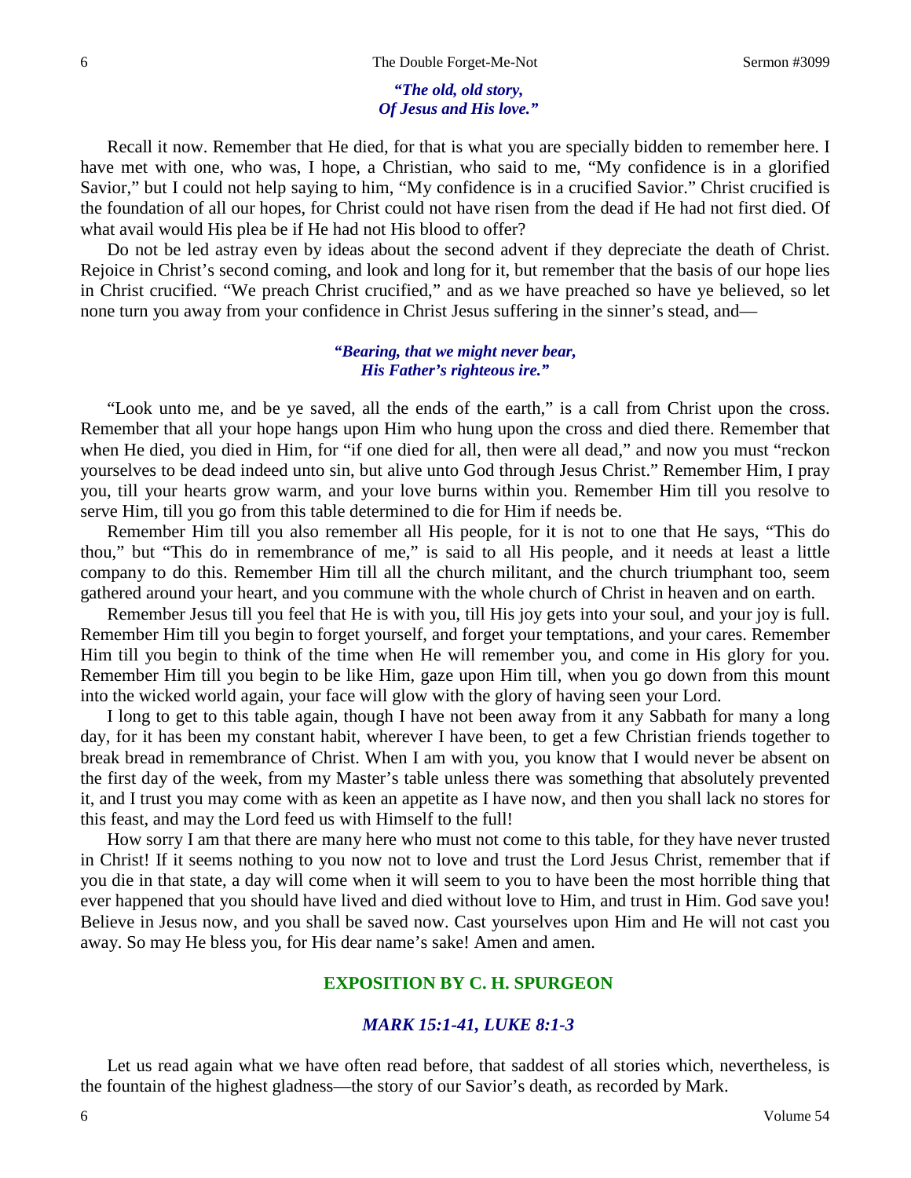*"The old, old story,*
*Of Jesus and His love."*

Recall it now. Remember that He died, for that is what you are specially bidden to remember here. I have met with one, who was, I hope, a Christian, who said to me, "My confidence is in a glorified Savior," but I could not help saying to him, "My confidence is in a crucified Savior." Christ crucified is the foundation of all our hopes, for Christ could not have risen from the dead if He had not first died. Of what avail would His plea be if He had not His blood to offer?

Do not be led astray even by ideas about the second advent if they depreciate the death of Christ. Rejoice in Christ's second coming, and look and long for it, but remember that the basis of our hope lies in Christ crucified. "We preach Christ crucified," and as we have preached so have ye believed, so let none turn you away from your confidence in Christ Jesus suffering in the sinner's stead, and—

*"Bearing, that we might never bear,*
*His Father's righteous ire."*

"Look unto me, and be ye saved, all the ends of the earth," is a call from Christ upon the cross. Remember that all your hope hangs upon Him who hung upon the cross and died there. Remember that when He died, you died in Him, for "if one died for all, then were all dead," and now you must "reckon yourselves to be dead indeed unto sin, but alive unto God through Jesus Christ." Remember Him, I pray you, till your hearts grow warm, and your love burns within you. Remember Him till you resolve to serve Him, till you go from this table determined to die for Him if needs be.

Remember Him till you also remember all His people, for it is not to one that He says, "This do thou," but "This do in remembrance of me," is said to all His people, and it needs at least a little company to do this. Remember Him till all the church militant, and the church triumphant too, seem gathered around your heart, and you commune with the whole church of Christ in heaven and on earth.

Remember Jesus till you feel that He is with you, till His joy gets into your soul, and your joy is full. Remember Him till you begin to forget yourself, and forget your temptations, and your cares. Remember Him till you begin to think of the time when He will remember you, and come in His glory for you. Remember Him till you begin to be like Him, gaze upon Him till, when you go down from this mount into the wicked world again, your face will glow with the glory of having seen your Lord.

I long to get to this table again, though I have not been away from it any Sabbath for many a long day, for it has been my constant habit, wherever I have been, to get a few Christian friends together to break bread in remembrance of Christ. When I am with you, you know that I would never be absent on the first day of the week, from my Master's table unless there was something that absolutely prevented it, and I trust you may come with as keen an appetite as I have now, and then you shall lack no stores for this feast, and may the Lord feed us with Himself to the full!

How sorry I am that there are many here who must not come to this table, for they have never trusted in Christ! If it seems nothing to you now not to love and trust the Lord Jesus Christ, remember that if you die in that state, a day will come when it will seem to you to have been the most horrible thing that ever happened that you should have lived and died without love to Him, and trust in Him. God save you! Believe in Jesus now, and you shall be saved now. Cast yourselves upon Him and He will not cast you away. So may He bless you, for His dear name's sake! Amen and amen.

## EXPOSITION BY C. H. SPURGEON

### *MARK 15:1-41, LUKE 8:1-3*

Let us read again what we have often read before, that saddest of all stories which, nevertheless, is the fountain of the highest gladness—the story of our Savior's death, as recorded by Mark.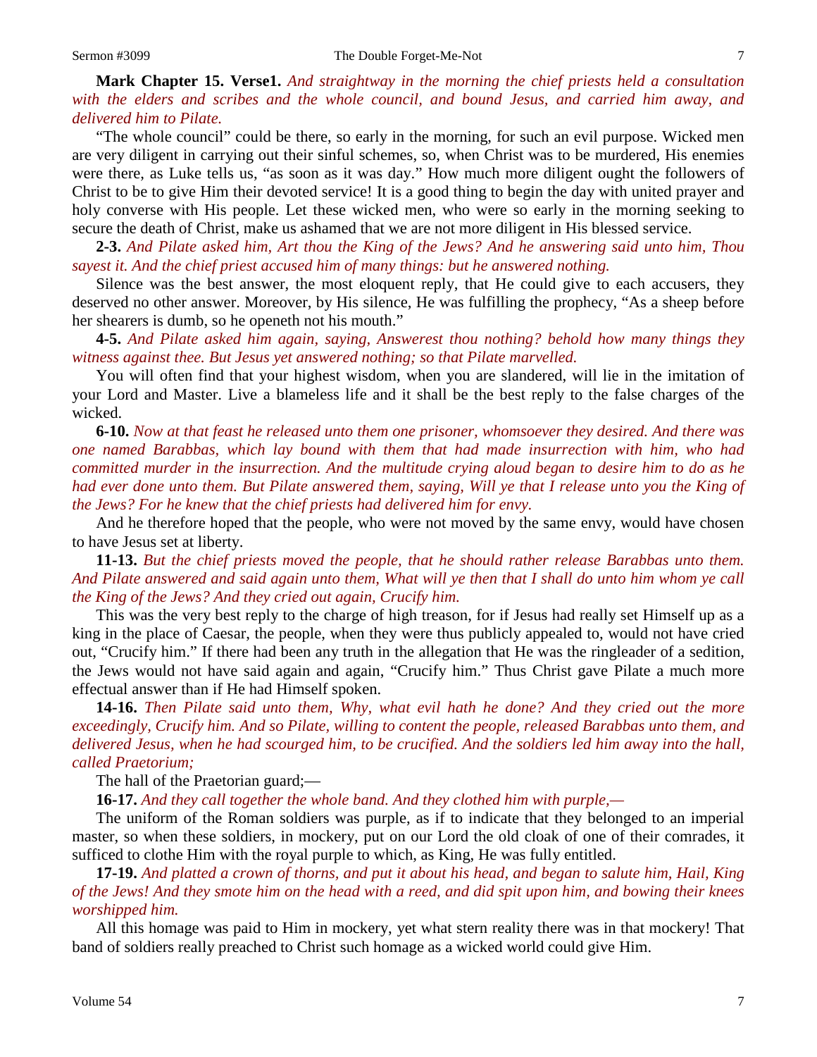**Mark Chapter 15. Verse1.** *And straightway in the morning the chief priests held a consultation with the elders and scribes and the whole council, and bound Jesus, and carried him away, and delivered him to Pilate.*

"The whole council" could be there, so early in the morning, for such an evil purpose. Wicked men are very diligent in carrying out their sinful schemes, so, when Christ was to be murdered, His enemies were there, as Luke tells us, "as soon as it was day." How much more diligent ought the followers of Christ to be to give Him their devoted service! It is a good thing to begin the day with united prayer and holy converse with His people. Let these wicked men, who were so early in the morning seeking to secure the death of Christ, make us ashamed that we are not more diligent in His blessed service.

**2-3.** *And Pilate asked him, Art thou the King of the Jews? And he answering said unto him, Thou sayest it. And the chief priest accused him of many things: but he answered nothing.*

Silence was the best answer, the most eloquent reply, that He could give to each accusers, they deserved no other answer. Moreover, by His silence, He was fulfilling the prophecy, "As a sheep before her shearers is dumb, so he openeth not his mouth."

**4-5.** *And Pilate asked him again, saying, Answerest thou nothing? behold how many things they witness against thee. But Jesus yet answered nothing; so that Pilate marvelled.*

You will often find that your highest wisdom, when you are slandered, will lie in the imitation of your Lord and Master. Live a blameless life and it shall be the best reply to the false charges of the wicked.

**6-10.** *Now at that feast he released unto them one prisoner, whomsoever they desired. And there was one named Barabbas, which lay bound with them that had made insurrection with him, who had committed murder in the insurrection. And the multitude crying aloud began to desire him to do as he had ever done unto them. But Pilate answered them, saying, Will ye that I release unto you the King of the Jews? For he knew that the chief priests had delivered him for envy.*

And he therefore hoped that the people, who were not moved by the same envy, would have chosen to have Jesus set at liberty.

**11-13.** *But the chief priests moved the people, that he should rather release Barabbas unto them. And Pilate answered and said again unto them, What will ye then that I shall do unto him whom ye call the King of the Jews? And they cried out again, Crucify him.*

This was the very best reply to the charge of high treason, for if Jesus had really set Himself up as a king in the place of Caesar, the people, when they were thus publicly appealed to, would not have cried out, "Crucify him." If there had been any truth in the allegation that He was the ringleader of a sedition, the Jews would not have said again and again, "Crucify him." Thus Christ gave Pilate a much more effectual answer than if He had Himself spoken.

**14-16.** *Then Pilate said unto them, Why, what evil hath he done? And they cried out the more exceedingly, Crucify him. And so Pilate, willing to content the people, released Barabbas unto them, and delivered Jesus, when he had scourged him, to be crucified. And the soldiers led him away into the hall, called Praetorium;*

The hall of the Praetorian guard;—

**16-17.** *And they call together the whole band. And they clothed him with purple,—*

The uniform of the Roman soldiers was purple, as if to indicate that they belonged to an imperial master, so when these soldiers, in mockery, put on our Lord the old cloak of one of their comrades, it sufficed to clothe Him with the royal purple to which, as King, He was fully entitled.

**17-19.** *And platted a crown of thorns, and put it about his head, and began to salute him, Hail, King of the Jews! And they smote him on the head with a reed, and did spit upon him, and bowing their knees worshipped him.*

All this homage was paid to Him in mockery, yet what stern reality there was in that mockery! That band of soldiers really preached to Christ such homage as a wicked world could give Him.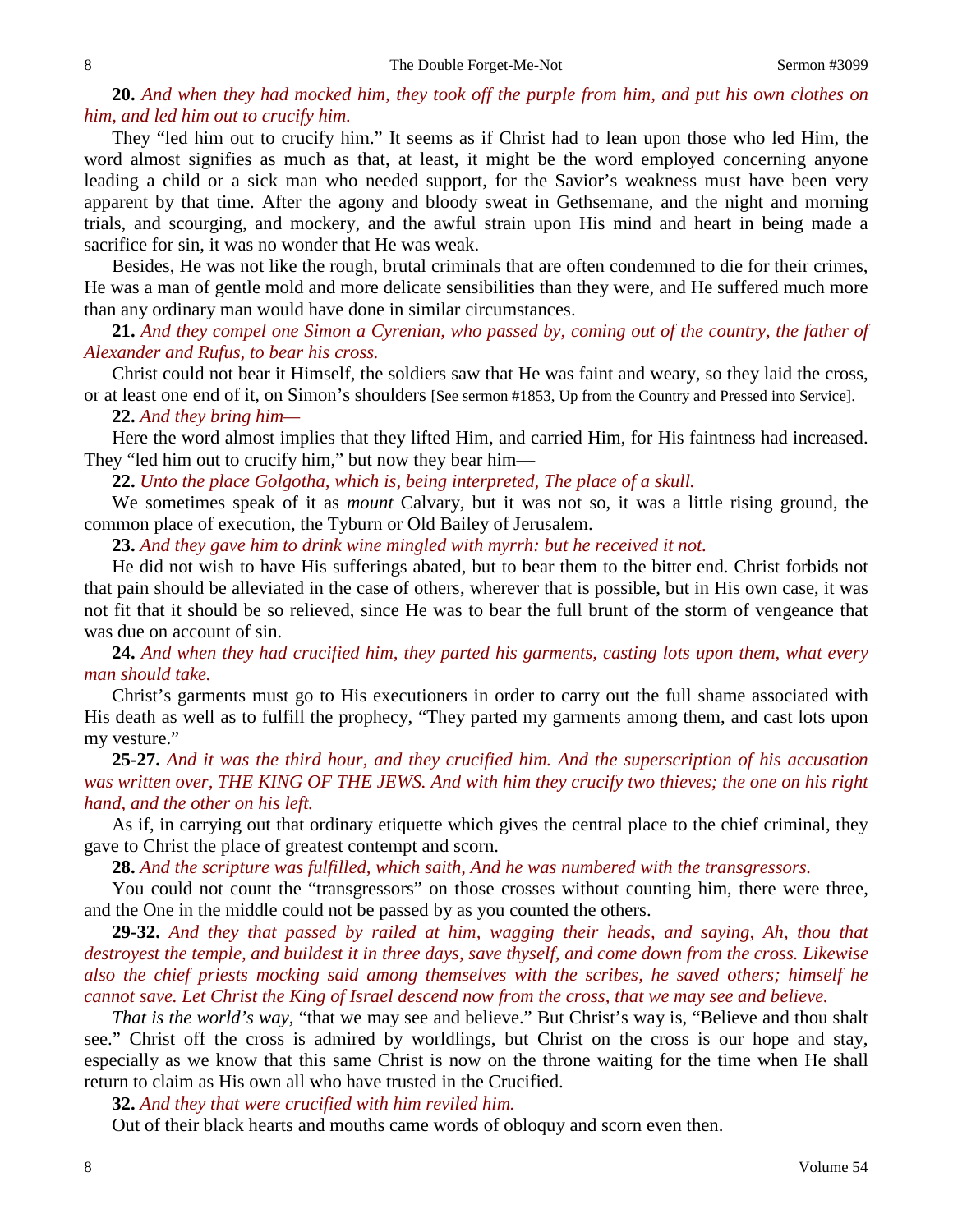**20.** *And when they had mocked him, they took off the purple from him, and put his own clothes on him, and led him out to crucify him.*

They "led him out to crucify him." It seems as if Christ had to lean upon those who led Him, the word almost signifies as much as that, at least, it might be the word employed concerning anyone leading a child or a sick man who needed support, for the Savior's weakness must have been very apparent by that time. After the agony and bloody sweat in Gethsemane, and the night and morning trials, and scourging, and mockery, and the awful strain upon His mind and heart in being made a sacrifice for sin, it was no wonder that He was weak.

Besides, He was not like the rough, brutal criminals that are often condemned to die for their crimes, He was a man of gentle mold and more delicate sensibilities than they were, and He suffered much more than any ordinary man would have done in similar circumstances.

**21.** *And they compel one Simon a Cyrenian, who passed by, coming out of the country, the father of Alexander and Rufus, to bear his cross.*

Christ could not bear it Himself, the soldiers saw that He was faint and weary, so they laid the cross, or at least one end of it, on Simon's shoulders [See sermon #1853, Up from the Country and Pressed into Service].

**22.** *And they bring him—*

Here the word almost implies that they lifted Him, and carried Him, for His faintness had increased. They "led him out to crucify him," but now they bear him—

**22.** *Unto the place Golgotha, which is, being interpreted, The place of a skull.*

We sometimes speak of it as *mount* Calvary, but it was not so, it was a little rising ground, the common place of execution, the Tyburn or Old Bailey of Jerusalem.

**23.** *And they gave him to drink wine mingled with myrrh: but he received it not.*

He did not wish to have His sufferings abated, but to bear them to the bitter end. Christ forbids not that pain should be alleviated in the case of others, wherever that is possible, but in His own case, it was not fit that it should be so relieved, since He was to bear the full brunt of the storm of vengeance that was due on account of sin.

**24.** *And when they had crucified him, they parted his garments, casting lots upon them, what every man should take.*

Christ's garments must go to His executioners in order to carry out the full shame associated with His death as well as to fulfill the prophecy, "They parted my garments among them, and cast lots upon my vesture."

**25-27.** *And it was the third hour, and they crucified him. And the superscription of his accusation was written over, THE KING OF THE JEWS. And with him they crucify two thieves; the one on his right hand, and the other on his left.*

As if, in carrying out that ordinary etiquette which gives the central place to the chief criminal, they gave to Christ the place of greatest contempt and scorn.

**28.** *And the scripture was fulfilled, which saith, And he was numbered with the transgressors.*

You could not count the "transgressors" on those crosses without counting him, there were three, and the One in the middle could not be passed by as you counted the others.

**29-32.** *And they that passed by railed at him, wagging their heads, and saying, Ah, thou that destroyest the temple, and buildest it in three days, save thyself, and come down from the cross. Likewise also the chief priests mocking said among themselves with the scribes, he saved others; himself he cannot save. Let Christ the King of Israel descend now from the cross, that we may see and believe.*

*That is the world's way*, "that we may see and believe." But Christ's way is, "Believe and thou shalt see." Christ off the cross is admired by worldlings, but Christ on the cross is our hope and stay, especially as we know that this same Christ is now on the throne waiting for the time when He shall return to claim as His own all who have trusted in the Crucified.

**32.** *And they that were crucified with him reviled him.*

Out of their black hearts and mouths came words of obloquy and scorn even then.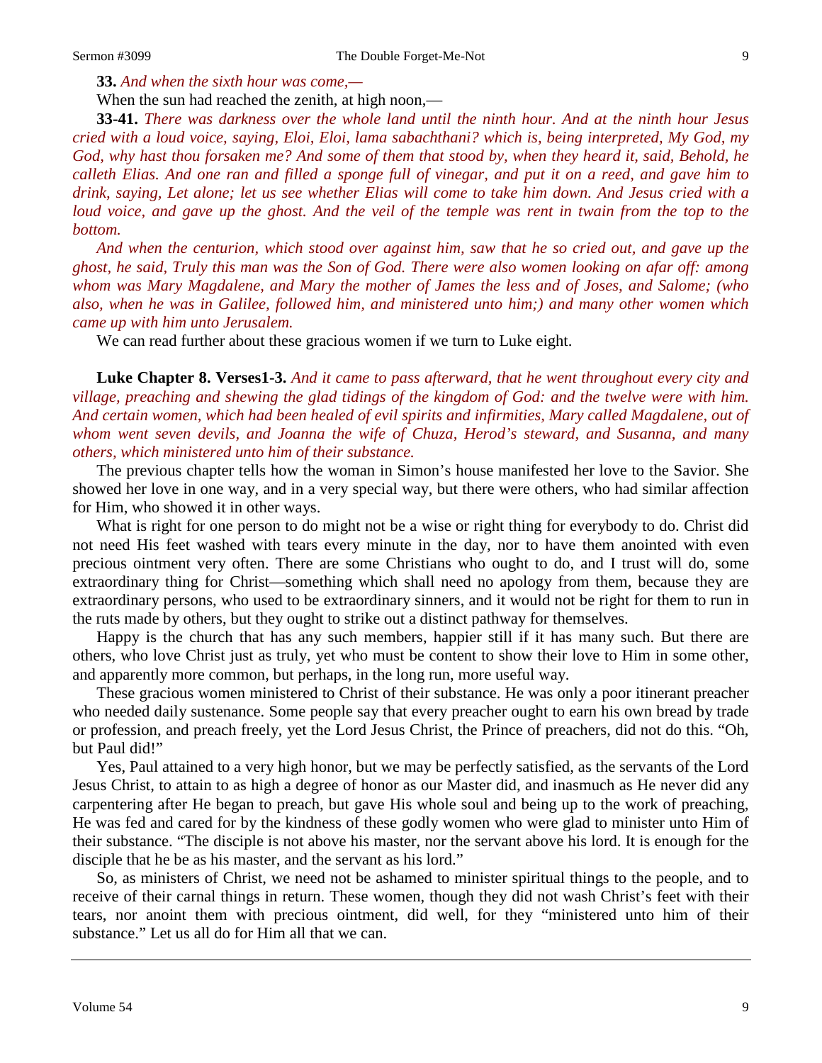**33.** *And when the sixth hour was come,—*

When the sun had reached the zenith, at high noon,—

**33-41.** *There was darkness over the whole land until the ninth hour. And at the ninth hour Jesus cried with a loud voice, saying, Eloi, Eloi, lama sabachthani? which is, being interpreted, My God, my God, why hast thou forsaken me? And some of them that stood by, when they heard it, said, Behold, he calleth Elias. And one ran and filled a sponge full of vinegar, and put it on a reed, and gave him to drink, saying, Let alone; let us see whether Elias will come to take him down. And Jesus cried with a loud voice, and gave up the ghost. And the veil of the temple was rent in twain from the top to the bottom.*

*And when the centurion, which stood over against him, saw that he so cried out, and gave up the ghost, he said, Truly this man was the Son of God. There were also women looking on afar off: among whom was Mary Magdalene, and Mary the mother of James the less and of Joses, and Salome; (who also, when he was in Galilee, followed him, and ministered unto him;) and many other women which came up with him unto Jerusalem.*

We can read further about these gracious women if we turn to Luke eight.

**Luke Chapter 8. Verses1-3.** *And it came to pass afterward, that he went throughout every city and village, preaching and shewing the glad tidings of the kingdom of God: and the twelve were with him. And certain women, which had been healed of evil spirits and infirmities, Mary called Magdalene, out of whom went seven devils, and Joanna the wife of Chuza, Herod's steward, and Susanna, and many others, which ministered unto him of their substance.*

The previous chapter tells how the woman in Simon's house manifested her love to the Savior. She showed her love in one way, and in a very special way, but there were others, who had similar affection for Him, who showed it in other ways.

What is right for one person to do might not be a wise or right thing for everybody to do. Christ did not need His feet washed with tears every minute in the day, nor to have them anointed with even precious ointment very often. There are some Christians who ought to do, and I trust will do, some extraordinary thing for Christ—something which shall need no apology from them, because they are extraordinary persons, who used to be extraordinary sinners, and it would not be right for them to run in the ruts made by others, but they ought to strike out a distinct pathway for themselves.

Happy is the church that has any such members, happier still if it has many such. But there are others, who love Christ just as truly, yet who must be content to show their love to Him in some other, and apparently more common, but perhaps, in the long run, more useful way.

These gracious women ministered to Christ of their substance. He was only a poor itinerant preacher who needed daily sustenance. Some people say that every preacher ought to earn his own bread by trade or profession, and preach freely, yet the Lord Jesus Christ, the Prince of preachers, did not do this. "Oh, but Paul did!"

Yes, Paul attained to a very high honor, but we may be perfectly satisfied, as the servants of the Lord Jesus Christ, to attain to as high a degree of honor as our Master did, and inasmuch as He never did any carpentering after He began to preach, but gave His whole soul and being up to the work of preaching, He was fed and cared for by the kindness of these godly women who were glad to minister unto Him of their substance. "The disciple is not above his master, nor the servant above his lord. It is enough for the disciple that he be as his master, and the servant as his lord."

So, as ministers of Christ, we need not be ashamed to minister spiritual things to the people, and to receive of their carnal things in return. These women, though they did not wash Christ's feet with their tears, nor anoint them with precious ointment, did well, for they "ministered unto him of their substance." Let us all do for Him all that we can.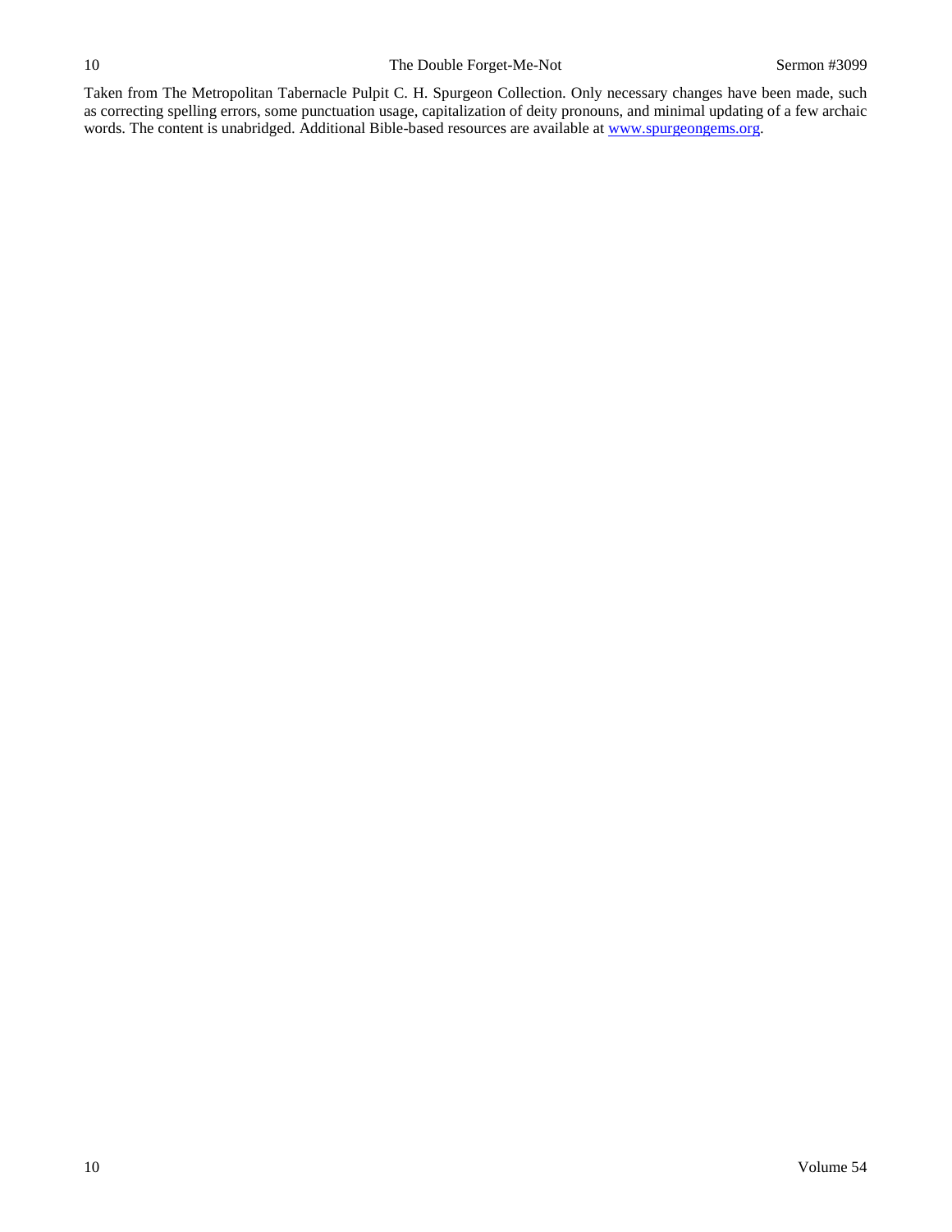Taken from The Metropolitan Tabernacle Pulpit C. H. Spurgeon Collection. Only necessary changes have been made, such as correcting spelling errors, some punctuation usage, capitalization of deity pronouns, and minimal updating of a few archaic words. The content is unabridged. Additional Bible-based resources are available at [www.spurgeongems.org](http://www.spurgeongems.org).